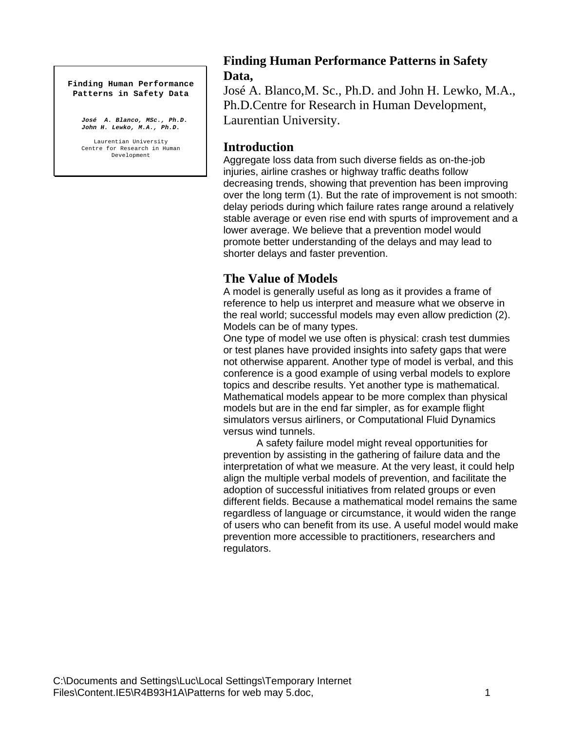**Finding Human Performance Patterns in Safety Data**

***José A. Blanco, MSc., Ph.D.***
***John H. Lewko, M.A., Ph.D.***

Laurentian University
Centre for Research in Human Development

# Finding Human Performance Patterns in Safety Data,

José A. Blanco,M. Sc., Ph.D. and John H. Lewko, M.A., Ph.D.Centre for Research in Human Development, Laurentian University.

## Introduction

Aggregate loss data from such diverse fields as on-the-job injuries, airline crashes or highway traffic deaths follow decreasing trends, showing that prevention has been improving over the long term (1). But the rate of improvement is not smooth: delay periods during which failure rates range around a relatively stable average or even rise end with spurts of improvement and a lower average. We believe that a prevention model would promote better understanding of the delays and may lead to shorter delays and faster prevention.

## The Value of Models

A model is generally useful as long as it provides a frame of reference to help us interpret and measure what we observe in the real world; successful models may even allow prediction (2). Models can be of many types.

One type of model we use often is physical: crash test dummies or test planes have provided insights into safety gaps that were not otherwise apparent. Another type of model is verbal, and this conference is a good example of using verbal models to explore topics and describe results. Yet another type is mathematical. Mathematical models appear to be more complex than physical models but are in the end far simpler, as for example flight simulators versus airliners, or Computational Fluid Dynamics versus wind tunnels.

A safety failure model might reveal opportunities for prevention by assisting in the gathering of failure data and the interpretation of what we measure. At the very least, it could help align the multiple verbal models of prevention, and facilitate the adoption of successful initiatives from related groups or even different fields. Because a mathematical model remains the same regardless of language or circumstance, it would widen the range of users who can benefit from its use. A useful model would make prevention more accessible to practitioners, researchers and regulators.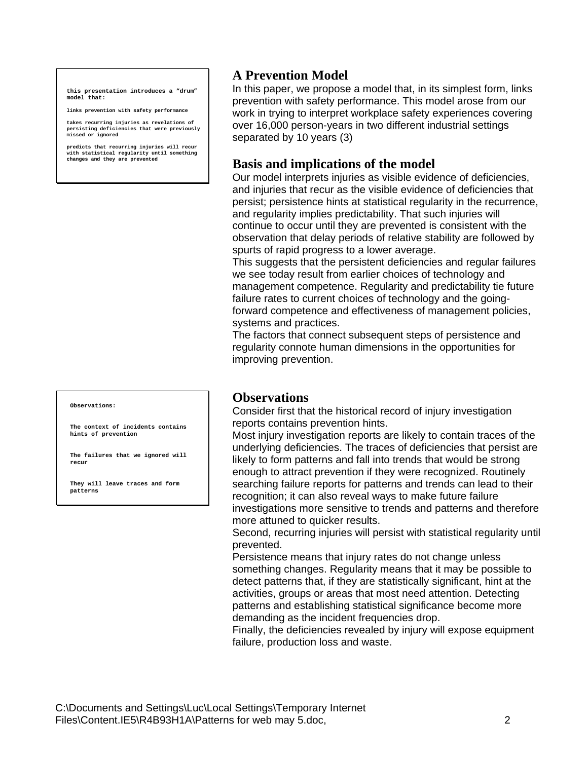this presentation introduces a "drum" model that:

links prevention with safety performance

takes recurring injuries as revelations of persisting deficiencies that were previously missed or ignored

predicts that recurring injuries will recur with statistical regularity until something changes and they are prevented

## A Prevention Model

In this paper, we propose a model that, in its simplest form, links prevention with safety performance. This model arose from our work in trying to interpret workplace safety experiences covering over 16,000 person-years in two different industrial settings separated by 10 years (3)

## Basis and implications of the model

Our model interprets injuries as visible evidence of deficiencies, and injuries that recur as the visible evidence of deficiencies that persist; persistence hints at statistical regularity in the recurrence, and regularity implies predictability. That such injuries will continue to occur until they are prevented is consistent with the observation that delay periods of relative stability are followed by spurts of rapid progress to a lower average.

This suggests that the persistent deficiencies and regular failures we see today result from earlier choices of technology and management competence. Regularity and predictability tie future failure rates to current choices of technology and the going-forward competence and effectiveness of management policies, systems and practices.

The factors that connect subsequent steps of persistence and regularity connote human dimensions in the opportunities for improving prevention.

Observations:

The context of incidents contains hints of prevention

The failures that we ignored will recur

They will leave traces and form patterns

## Observations

Consider first that the historical record of injury investigation reports contains prevention hints.

Most injury investigation reports are likely to contain traces of the underlying deficiencies. The traces of deficiencies that persist are likely to form patterns and fall into trends that would be strong enough to attract prevention if they were recognized. Routinely searching failure reports for patterns and trends can lead to their recognition; it can also reveal ways to make future failure investigations more sensitive to trends and patterns and therefore more attuned to quicker results.

Second, recurring injuries will persist with statistical regularity until prevented.

Persistence means that injury rates do not change unless something changes. Regularity means that it may be possible to detect patterns that, if they are statistically significant, hint at the activities, groups or areas that most need attention. Detecting patterns and establishing statistical significance become more demanding as the incident frequencies drop.

Finally, the deficiencies revealed by injury will expose equipment failure, production loss and waste.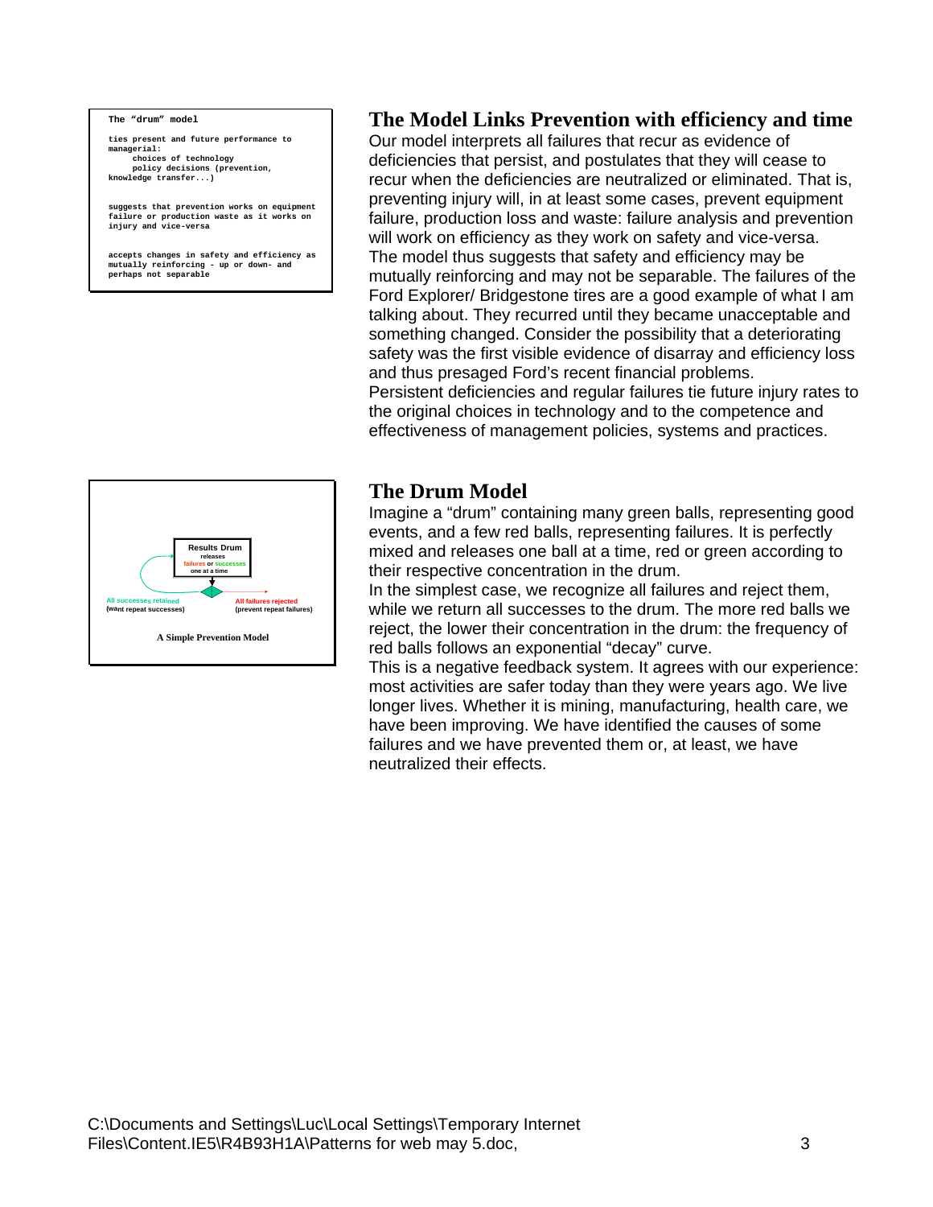The "drum" model

ties present and future performance to managerial:
- choices of technology
- policy decisions (prevention, knowledge transfer...)

suggests that prevention works on equipment failure or production waste as it works on injury and vice-versa

accepts changes in safety and efficiency as mutually reinforcing - up or down- and perhaps not separable

## The Model Links Prevention with efficiency and time

Our model interprets all failures that recur as evidence of deficiencies that persist, and postulates that they will cease to recur when the deficiencies are neutralized or eliminated. That is, preventing injury will, in at least some cases, prevent equipment failure, production loss and waste: failure analysis and prevention will work on efficiency as they work on safety and vice-versa.

The model thus suggests that safety and efficiency may be mutually reinforcing and may not be separable. The failures of the Ford Explorer/ Bridgestone tires are a good example of what I am talking about. They recurred until they became unacceptable and something changed. Consider the possibility that a deteriorating safety was the first visible evidence of disarray and efficiency loss and thus presaged Ford's recent financial problems.

Persistent deficiencies and regular failures tie future injury rates to the original choices in technology and to the competence and effectiveness of management policies, systems and practices.

Results Drum releases failures or successes one at a time

All successes retained (want repeat successes)

All failures rejected (prevent repeat failures)

A Simple Prevention Model

## The Drum Model

Imagine a "drum" containing many green balls, representing good events, and a few red balls, representing failures. It is perfectly mixed and releases one ball at a time, red or green according to their respective concentration in the drum.

In the simplest case, we recognize all failures and reject them, while we return all successes to the drum. The more red balls we reject, the lower their concentration in the drum: the frequency of red balls follows an exponential "decay" curve.

This is a negative feedback system. It agrees with our experience: most activities are safer today than they were years ago. We live longer lives. Whether it is mining, manufacturing, health care, we have been improving. We have identified the causes of some failures and we have prevented them or, at least, we have neutralized their effects.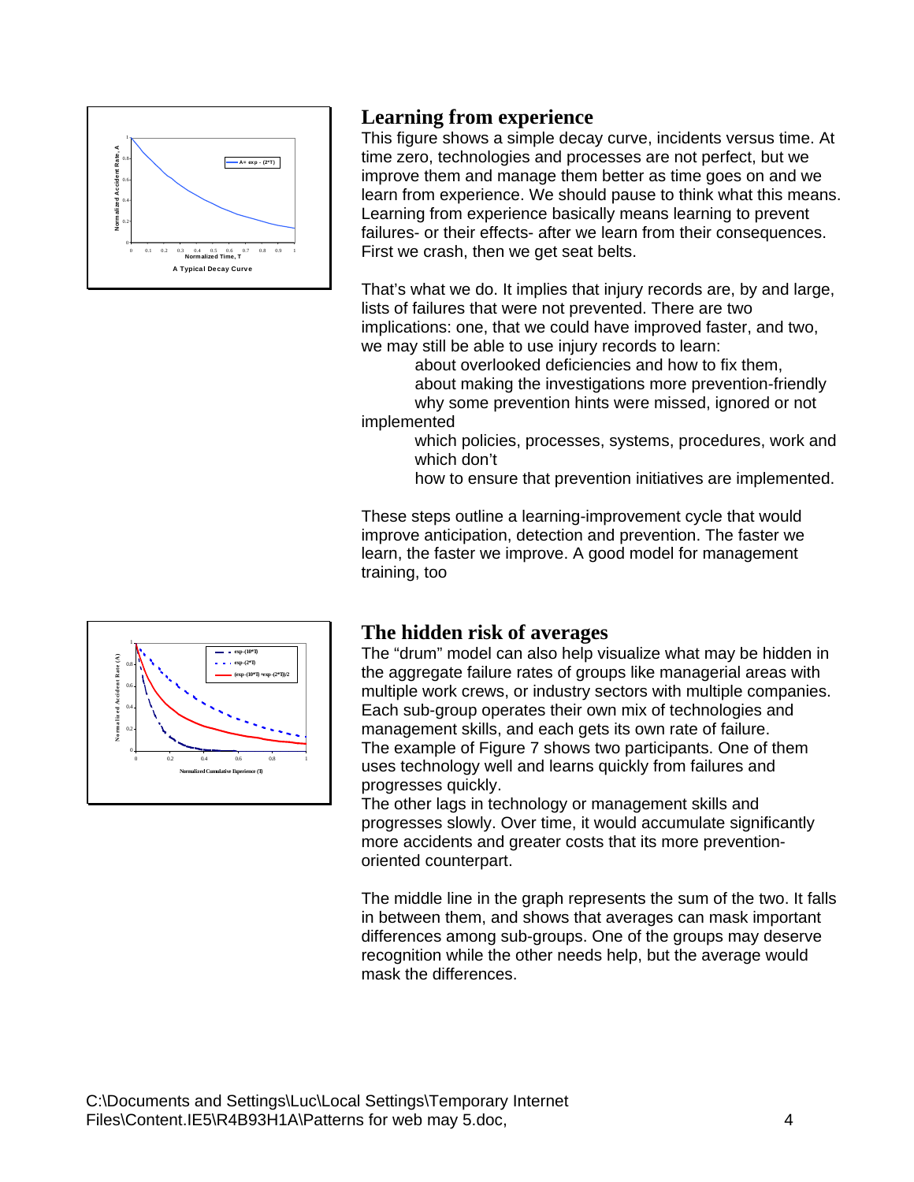## Learning from experience

This figure shows a simple decay curve, incidents versus time. At time zero, technologies and processes are not perfect, but we improve them and manage them better as time goes on and we learn from experience. We should pause to think what this means. Learning from experience basically means learning to prevent failures- or their effects- after we learn from their consequences. First we crash, then we get seat belts.

That's what we do. It implies that injury records are, by and large, lists of failures that were not prevented. There are two implications: one, that we could have improved faster, and two, we may still be able to use injury records to learn:

- about overlooked deficiencies and how to fix them,
- about making the investigations more prevention-friendly
- why some prevention hints were missed, ignored or not implemented
- which policies, processes, systems, procedures, work and which don't
- how to ensure that prevention initiatives are implemented.

These steps outline a learning-improvement cycle that would improve anticipation, detection and prevention. The faster we learn, the faster we improve. A good model for management training, too

## The hidden risk of averages

The "drum" model can also help visualize what may be hidden in the aggregate failure rates of groups like managerial areas with multiple work crews, or industry sectors with multiple companies. Each sub-group operates their own mix of technologies and management skills, and each gets its own rate of failure.
The example of Figure 7 shows two participants. One of them uses technology well and learns quickly from failures and progresses quickly.
The other lags in technology or management skills and progresses slowly. Over time, it would accumulate significantly more accidents and greater costs that its more prevention-oriented counterpart.

The middle line in the graph represents the sum of the two. It falls in between them, and shows that averages can mask important differences among sub-groups. One of the groups may deserve recognition while the other needs help, but the average would mask the differences.

C:\Documents and Settings\Luc\Local Settings\Temporary Internet Files\Content.IE5\R4B93H1A\Patterns for web may 5.doc,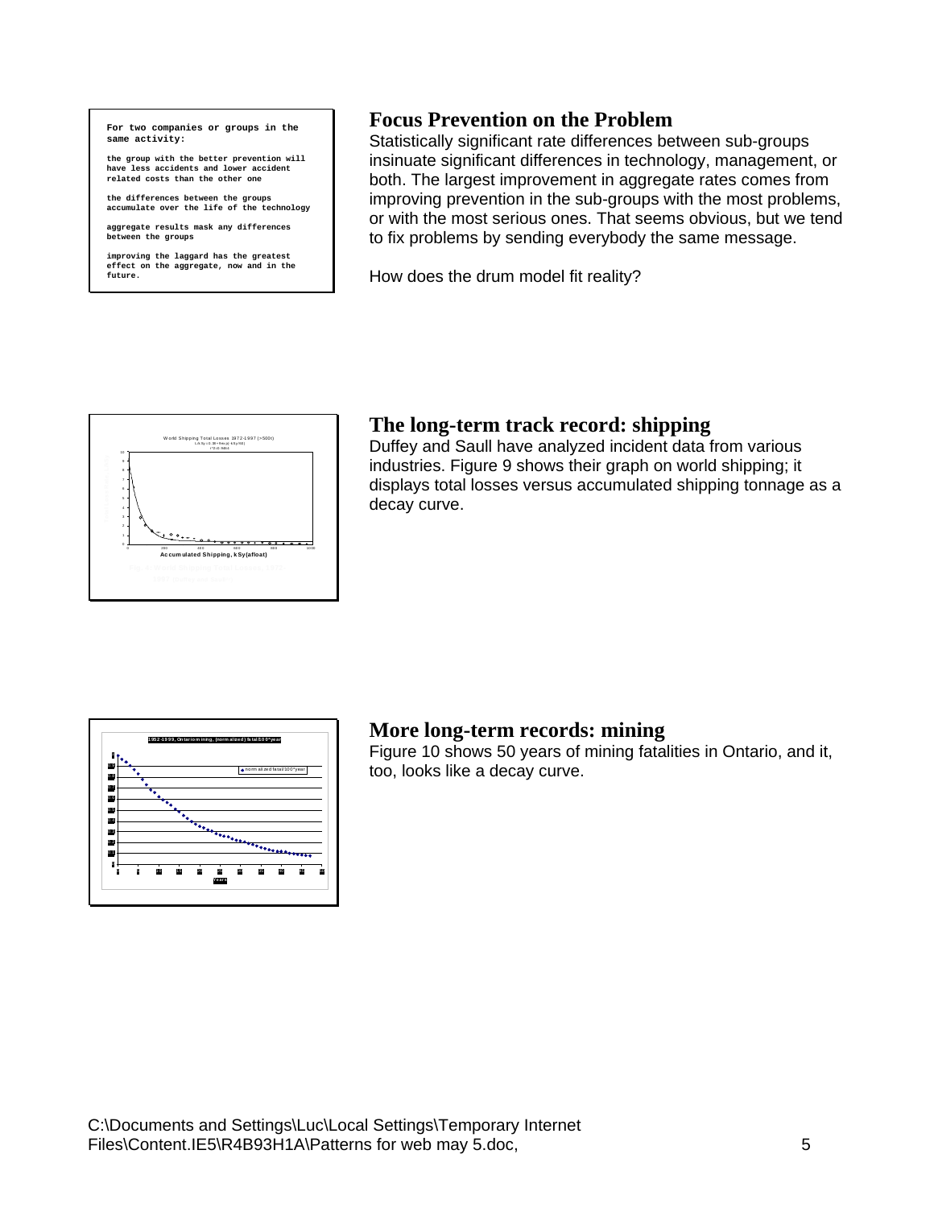For two companies or groups in the same activity:

the group with the better prevention will have less accidents and lower accident related costs than the other one

the differences between the groups accumulate over the life of the technology

aggregate results mask any differences between the groups

improving the laggard has the greatest effect on the aggregate, now and in the future.

## Focus Prevention on the Problem

Statistically significant rate differences between sub-groups insinuate significant differences in technology, management, or both. The largest improvement in aggregate rates comes from improving prevention in the sub-groups with the most problems, or with the most serious ones. That seems obvious, but we tend to fix problems by sending everybody the same message.

How does the drum model fit reality?

## The long-term track record: shipping

Duffey and Saull have analyzed incident data from various industries. Figure 9 shows their graph on world shipping; it displays total losses versus accumulated shipping tonnage as a decay curve.

## More long-term records: mining

Figure 10 shows 50 years of mining fatalities in Ontario, and it, too, looks like a decay curve.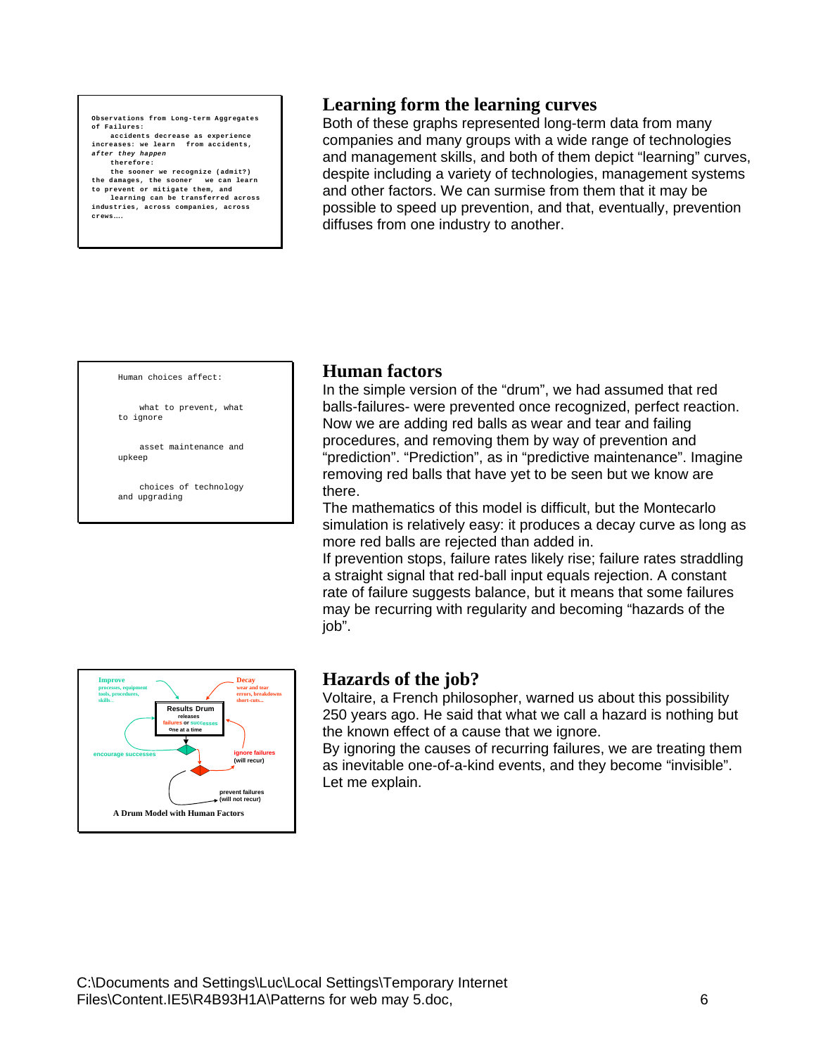Observations from Long-term Aggregates of Failures:
accidents decrease as experience increases: we learn from accidents, *after they happen*
therefore:
the sooner we recognize (admit?) the damages, the sooner we can learn to prevent or mitigate them, and
learning can be transferred across industries, across companies, across crews….

## Learning form the learning curves

Both of these graphs represented long-term data from many companies and many groups with a wide range of technologies and management skills, and both of them depict "learning" curves, despite including a variety of technologies, management systems and other factors. We can surmise from them that it may be possible to speed up prevention, and that, eventually, prevention diffuses from one industry to another.

Human choices affect:

what to prevent, what to ignore

asset maintenance and upkeep

choices of technology and upgrading

## Human factors

In the simple version of the "drum", we had assumed that red balls-failures- were prevented once recognized, perfect reaction. Now we are adding red balls as wear and tear and failing procedures, and removing them by way of prevention and "prediction". "Prediction", as in "predictive maintenance". Imagine removing red balls that have yet to be seen but we know are there.

The mathematics of this model is difficult, but the Montecarlo simulation is relatively easy: it produces a decay curve as long as more red balls are rejected than added in.

If prevention stops, failure rates likely rise; failure rates straddling a straight signal that red-ball input equals rejection. A constant rate of failure suggests balance, but it means that some failures may be recurring with regularity and becoming "hazards of the job".

Improve — processes, equipment, tools, procedures, skills...

Decay — wear and tear, errors, breakdowns, short-cuts...

Results Drum releases failures or successes one at a time

encourage successes

ignore failures (will recur)

prevent failures (will not recur)

A Drum Model with Human Factors

## Hazards of the job?

Voltaire, a French philosopher, warned us about this possibility 250 years ago. He said that what we call a hazard is nothing but the known effect of a cause that we ignore.

By ignoring the causes of recurring failures, we are treating them as inevitable one-of-a-kind events, and they become "invisible". Let me explain.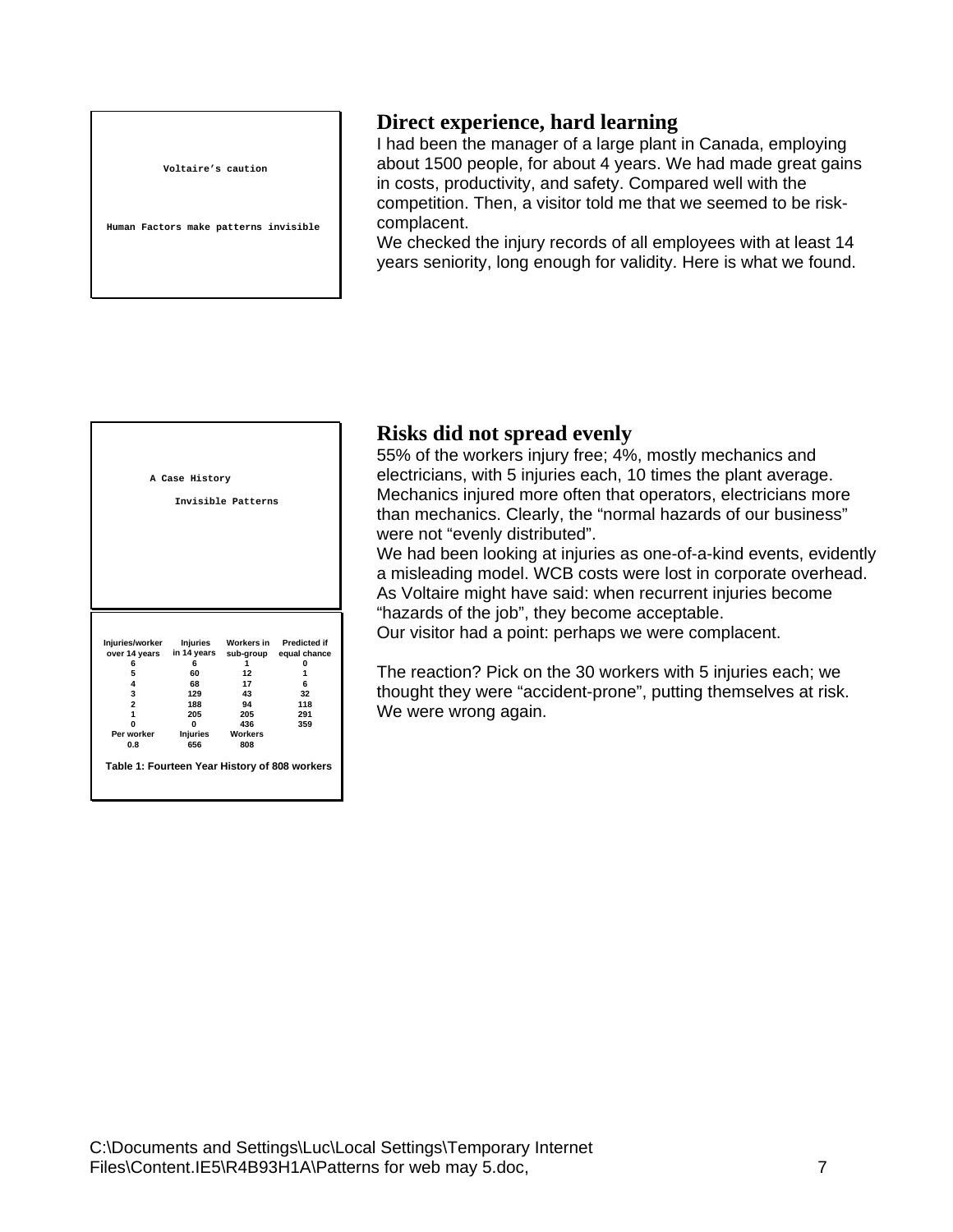Voltaire's caution

Human Factors make patterns invisible

## Direct experience, hard learning

I had been the manager of a large plant in Canada, employing about 1500 people, for about 4 years. We had made great gains in costs, productivity, and safety. Compared well with the competition. Then, a visitor told me that we seemed to be risk-complacent.

We checked the injury records of all employees with at least 14 years seniority, long enough for validity. Here is what we found.

A Case History

Invisible Patterns

| Injuries/worker over 14 years | Injuries in 14 years | Workers in sub-group | Predicted if equal chance |
|---|---|---|---|
| 6 | 6 | 1 | 0 |
| 5 | 60 | 12 | 1 |
| 4 | 68 | 17 | 6 |
| 3 | 129 | 43 | 32 |
| 2 | 188 | 94 | 118 |
| 1 | 205 | 205 | 291 |
| 0 | 0 | 436 | 359 |
| Per worker | Injuries | Workers | |
| 0.8 | 656 | 808 | |

Table 1: Fourteen Year History of 808 workers

## Risks did not spread evenly

55% of the workers injury free; 4%, mostly mechanics and electricians, with 5 injuries each, 10 times the plant average. Mechanics injured more often that operators, electricians more than mechanics. Clearly, the "normal hazards of our business" were not "evenly distributed".

We had been looking at injuries as one-of-a-kind events, evidently a misleading model. WCB costs were lost in corporate overhead. As Voltaire might have said: when recurrent injuries become "hazards of the job", they become acceptable.

Our visitor had a point: perhaps we were complacent.

The reaction? Pick on the 30 workers with 5 injuries each; we thought they were "accident-prone", putting themselves at risk. We were wrong again.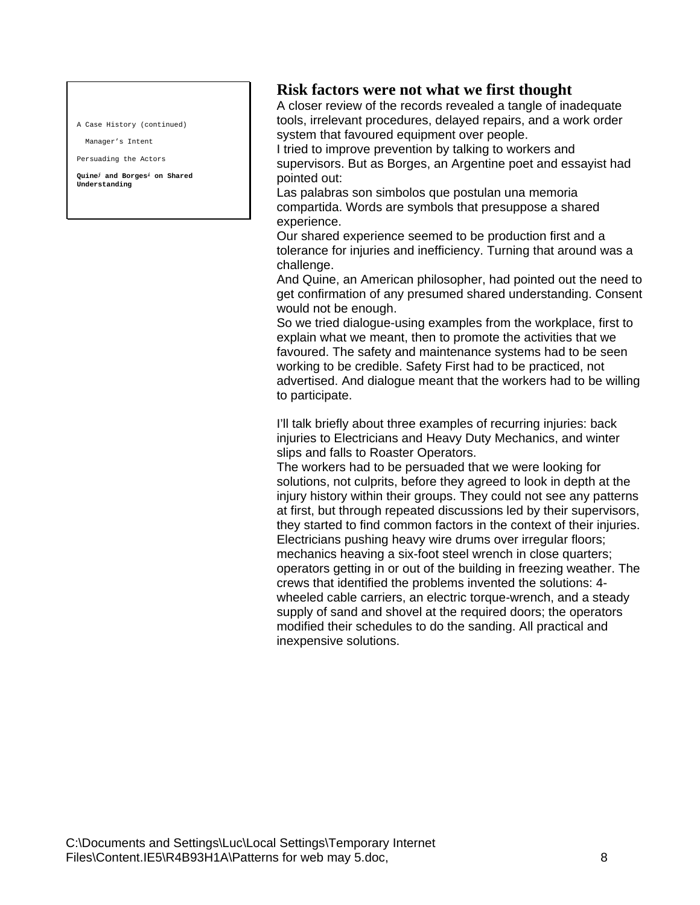A Case History (continued)

Manager's Intent

Persuading the Actors

**Quine[j] and Borges[i] on Shared Understanding**

## Risk factors were not what we first thought

A closer review of the records revealed a tangle of inadequate tools, irrelevant procedures, delayed repairs, and a work order system that favoured equipment over people.

I tried to improve prevention by talking to workers and supervisors. But as Borges, an Argentine poet and essayist had pointed out:

Las palabras son simbolos que postulan una memoria compartida. Words are symbols that presuppose a shared experience.

Our shared experience seemed to be production first and a tolerance for injuries and inefficiency. Turning that around was a challenge.

And Quine, an American philosopher, had pointed out the need to get confirmation of any presumed shared understanding. Consent would not be enough.

So we tried dialogue-using examples from the workplace, first to explain what we meant, then to promote the activities that we favoured. The safety and maintenance systems had to be seen working to be credible. Safety First had to be practiced, not advertised. And dialogue meant that the workers had to be willing to participate.

I'll talk briefly about three examples of recurring injuries: back injuries to Electricians and Heavy Duty Mechanics, and winter slips and falls to Roaster Operators.

The workers had to be persuaded that we were looking for solutions, not culprits, before they agreed to look in depth at the injury history within their groups. They could not see any patterns at first, but through repeated discussions led by their supervisors, they started to find common factors in the context of their injuries. Electricians pushing heavy wire drums over irregular floors; mechanics heaving a six-foot steel wrench in close quarters; operators getting in or out of the building in freezing weather. The crews that identified the problems invented the solutions: 4-wheeled cable carriers, an electric torque-wrench, and a steady supply of sand and shovel at the required doors; the operators modified their schedules to do the sanding. All practical and inexpensive solutions.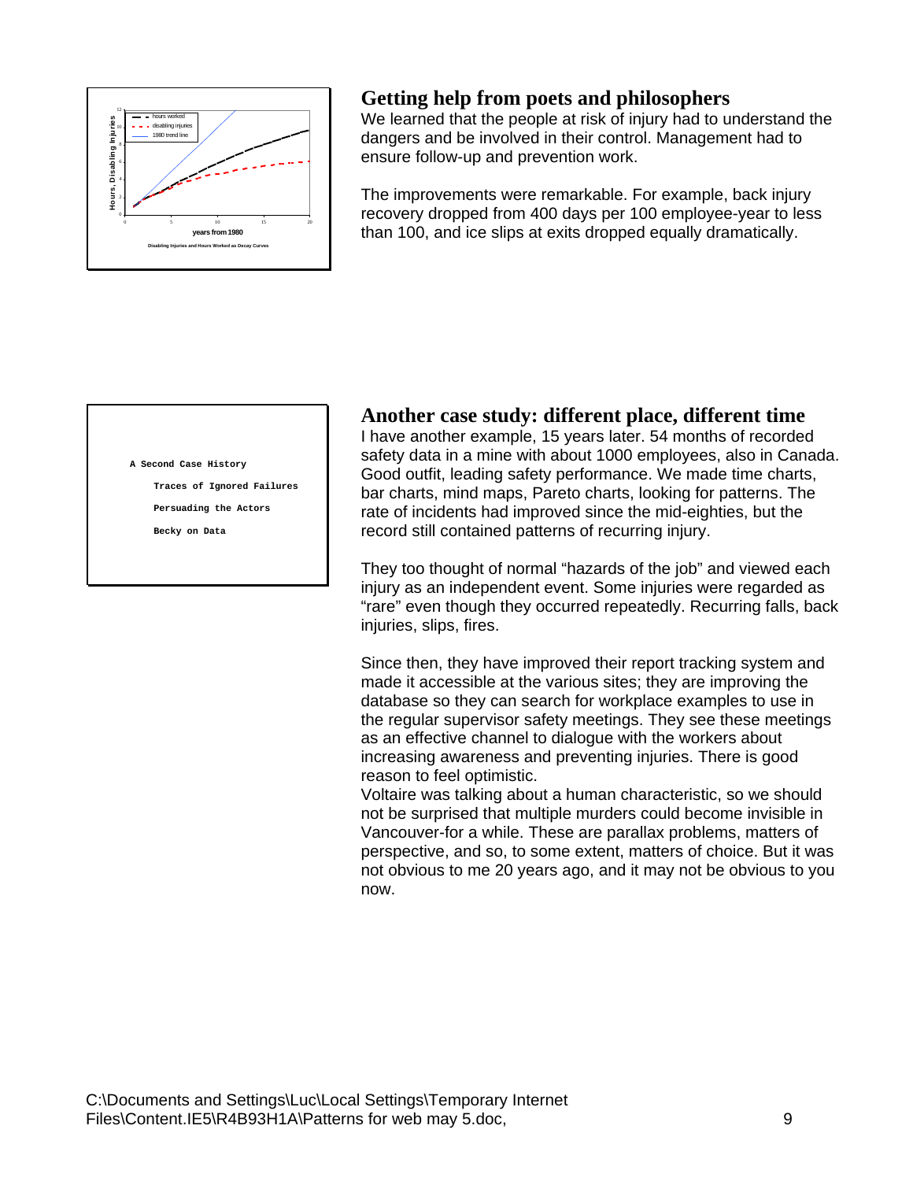## Getting help from poets and philosophers

We learned that the people at risk of injury had to understand the dangers and be involved in their control. Management had to ensure follow-up and prevention work.

The improvements were remarkable. For example, back injury recovery dropped from 400 days per 100 employee-year to less than 100, and ice slips at exits dropped equally dramatically.

A Second Case History

Traces of Ignored Failures

Persuading the Actors

Becky on Data

## Another case study: different place, different time

I have another example, 15 years later. 54 months of recorded safety data in a mine with about 1000 employees, also in Canada. Good outfit, leading safety performance. We made time charts, bar charts, mind maps, Pareto charts, looking for patterns. The rate of incidents had improved since the mid-eighties, but the record still contained patterns of recurring injury.

They too thought of normal "hazards of the job" and viewed each injury as an independent event. Some injuries were regarded as "rare" even though they occurred repeatedly. Recurring falls, back injuries, slips, fires.

Since then, they have improved their report tracking system and made it accessible at the various sites; they are improving the database so they can search for workplace examples to use in the regular supervisor safety meetings. They see these meetings as an effective channel to dialogue with the workers about increasing awareness and preventing injuries. There is good reason to feel optimistic.

Voltaire was talking about a human characteristic, so we should not be surprised that multiple murders could become invisible in Vancouver-for a while. These are parallax problems, matters of perspective, and so, to some extent, matters of choice. But it was not obvious to me 20 years ago, and it may not be obvious to you now.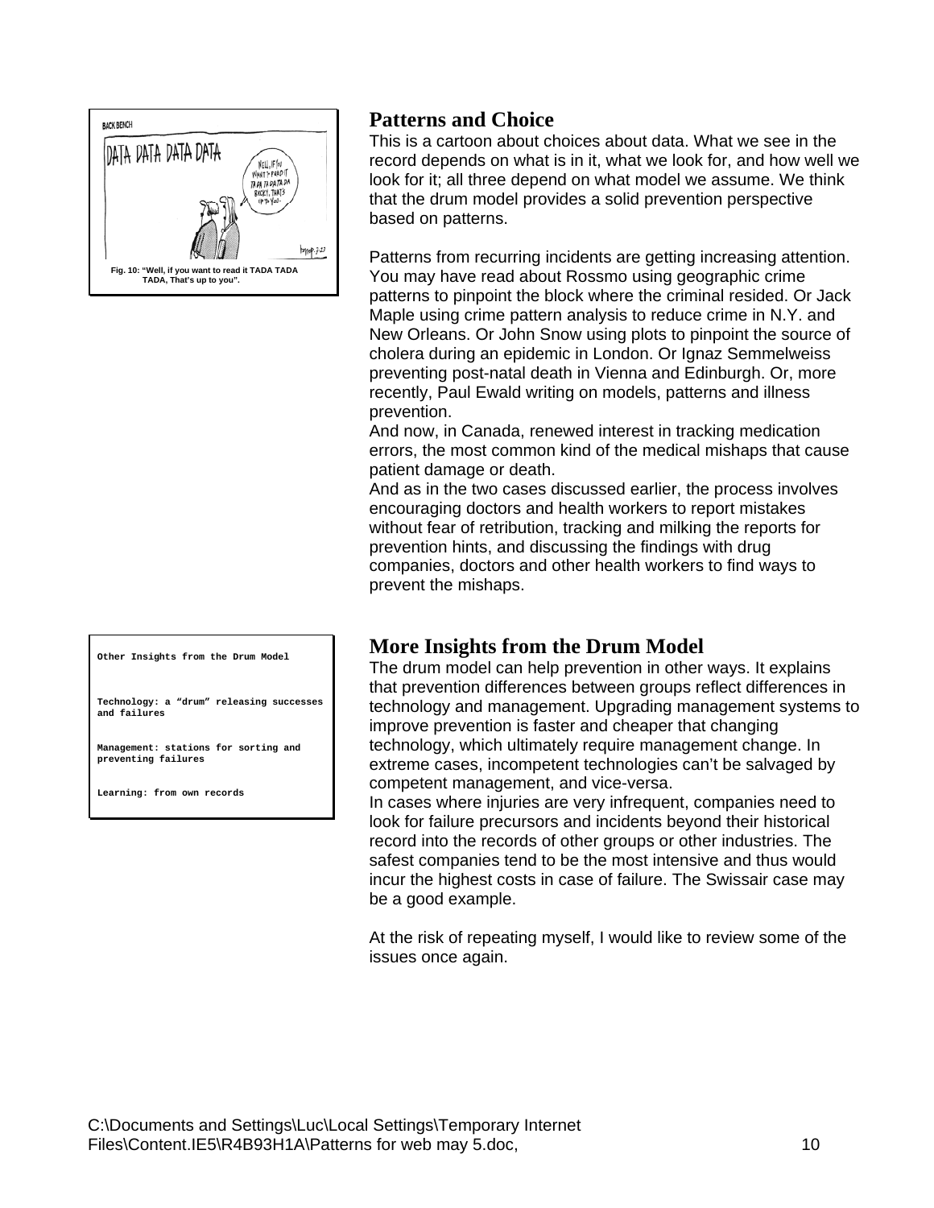Fig. 10: "Well, if you want to read it TADA TADA TADA, That's up to you".

## Patterns and Choice

This is a cartoon about choices about data. What we see in the record depends on what is in it, what we look for, and how well we look for it; all three depend on what model we assume. We think that the drum model provides a solid prevention perspective based on patterns.

Patterns from recurring incidents are getting increasing attention. You may have read about Rossmo using geographic crime patterns to pinpoint the block where the criminal resided. Or Jack Maple using crime pattern analysis to reduce crime in N.Y. and New Orleans. Or John Snow using plots to pinpoint the source of cholera during an epidemic in London. Or Ignaz Semmelweiss preventing post-natal death in Vienna and Edinburgh. Or, more recently, Paul Ewald writing on models, patterns and illness prevention.

And now, in Canada, renewed interest in tracking medication errors, the most common kind of the medical mishaps that cause patient damage or death.

And as in the two cases discussed earlier, the process involves encouraging doctors and health workers to report mistakes without fear of retribution, tracking and milking the reports for prevention hints, and discussing the findings with drug companies, doctors and other health workers to find ways to prevent the mishaps.

```
Other Insights from the Drum Model

Technology: a "drum" releasing successes
and failures

Management: stations for sorting and
preventing failures

Learning: from own records
```

## More Insights from the Drum Model

The drum model can help prevention in other ways. It explains that prevention differences between groups reflect differences in technology and management. Upgrading management systems to improve prevention is faster and cheaper that changing technology, which ultimately require management change. In extreme cases, incompetent technologies can't be salvaged by competent management, and vice-versa.

In cases where injuries are very infrequent, companies need to look for failure precursors and incidents beyond their historical record into the records of other groups or other industries. The safest companies tend to be the most intensive and thus would incur the highest costs in case of failure. The Swissair case may be a good example.

At the risk of repeating myself, I would like to review some of the issues once again.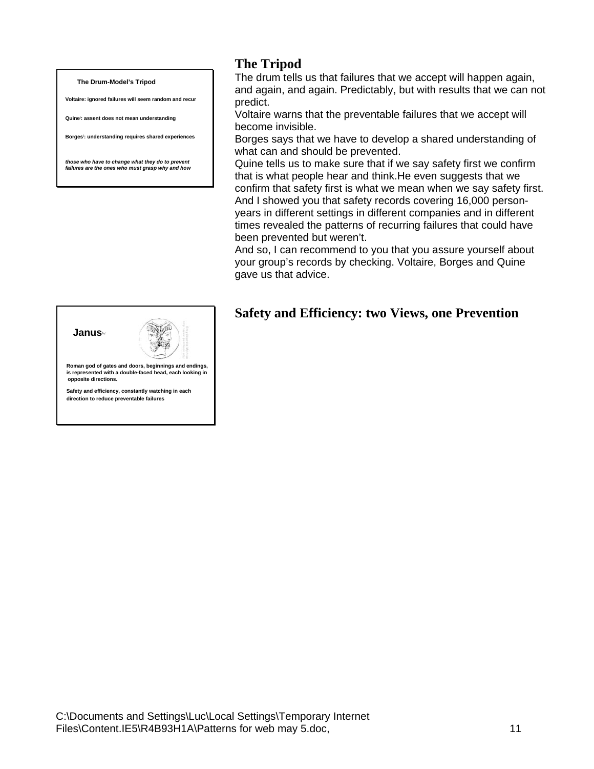**The Drum-Model's Tripod**

**Voltaire: ignored failures will seem random and recur**

**Quine: assent does not mean understanding**

**Borges: understanding requires shared experiences**

***those who have to change what they do to prevent failures are the ones who must grasp why and how***

## The Tripod

The drum tells us that failures that we accept will happen again, and again, and again. Predictably, but with results that we can not predict.

Voltaire warns that the preventable failures that we accept will become invisible.

Borges says that we have to develop a shared understanding of what can and should be prevented.

Quine tells us to make sure that if we say safety first we confirm that is what people hear and think.He even suggests that we confirm that safety first is what we mean when we say safety first.

And I showed you that safety records covering 16,000 person-years in different settings in different companies and in different times revealed the patterns of recurring failures that could have been prevented but weren't.

And so, I can recommend to you that you assure yourself about your group's records by checking. Voltaire, Borges and Quine gave us that advice.

**Janus**

**Roman god of gates and doors, beginnings and endings, is represented with a double-faced head, each looking in opposite directions.**

**Safety and efficiency, constantly watching in each direction to reduce preventable failures**

## Safety and Efficiency: two Views, one Prevention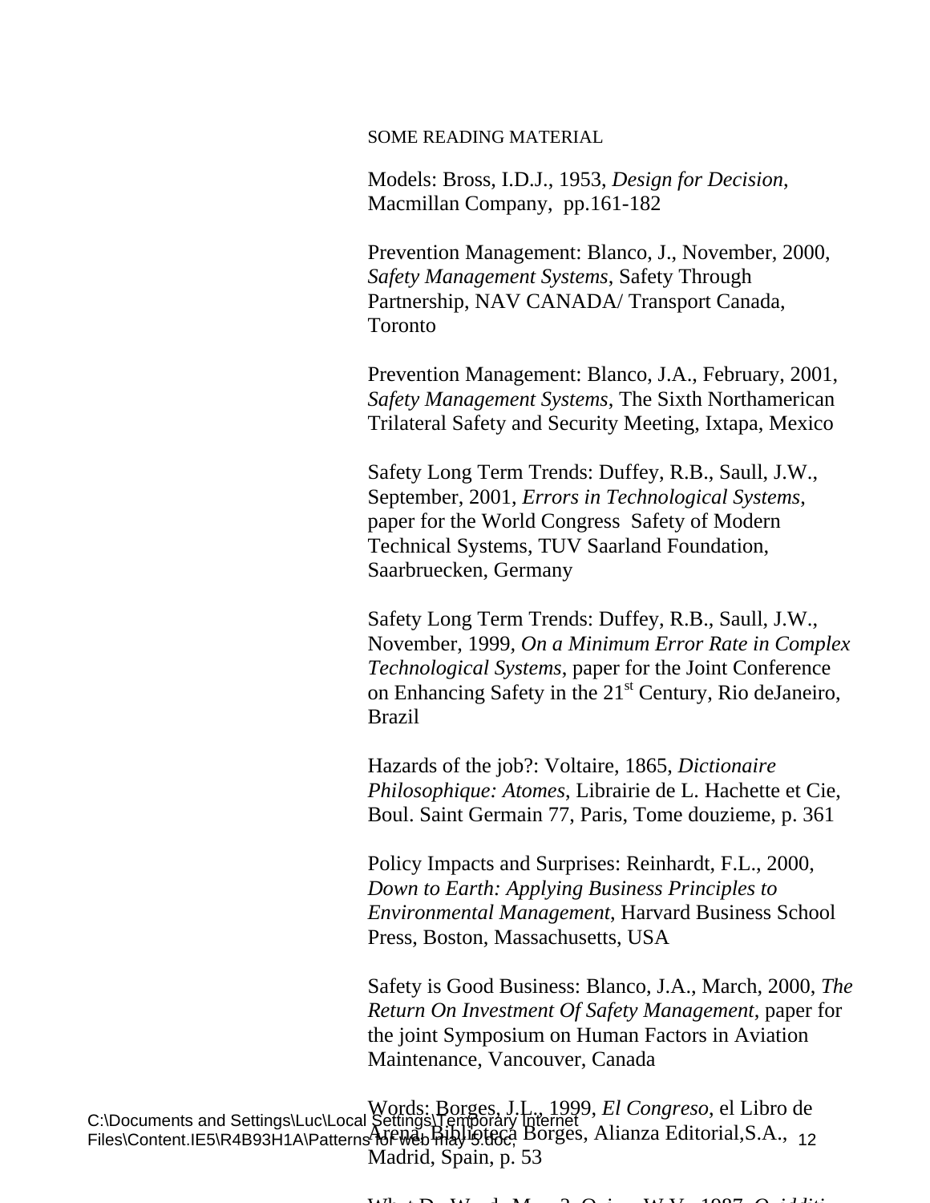SOME READING MATERIAL

Models: Bross, I.D.J., 1953, *Design for Decision*, Macmillan Company, pp.161-182

Prevention Management: Blanco, J., November, 2000, *Safety Management Systems*, Safety Through Partnership, NAV CANADA/ Transport Canada, Toronto

Prevention Management: Blanco, J.A., February, 2001, *Safety Management Systems*, The Sixth Northamerican Trilateral Safety and Security Meeting, Ixtapa, Mexico

Safety Long Term Trends: Duffey, R.B., Saull, J.W., September, 2001, *Errors in Technological Systems*, paper for the World Congress Safety of Modern Technical Systems, TUV Saarland Foundation, Saarbruecken, Germany

Safety Long Term Trends: Duffey, R.B., Saull, J.W., November, 1999, *On a Minimum Error Rate in Complex Technological Systems*, paper for the Joint Conference on Enhancing Safety in the 21st Century, Rio deJaneiro, Brazil

Hazards of the job?: Voltaire, 1865, *Dictionaire Philosophique: Atomes*, Librairie de L. Hachette et Cie, Boul. Saint Germain 77, Paris, Tome douzieme, p. 361

Policy Impacts and Surprises: Reinhardt, F.L., 2000, *Down to Earth: Applying Business Principles to Environmental Management*, Harvard Business School Press, Boston, Massachusetts, USA

Safety is Good Business: Blanco, J.A., March, 2000, *The Return On Investment Of Safety Management*, paper for the joint Symposium on Human Factors in Aviation Maintenance, Vancouver, Canada

Words: Borges, J.L., 1999, *El Congreso*, el Libro de Arena, Biblioteca Borges, Alianza Editorial,S.A., Madrid, Spain, p. 53